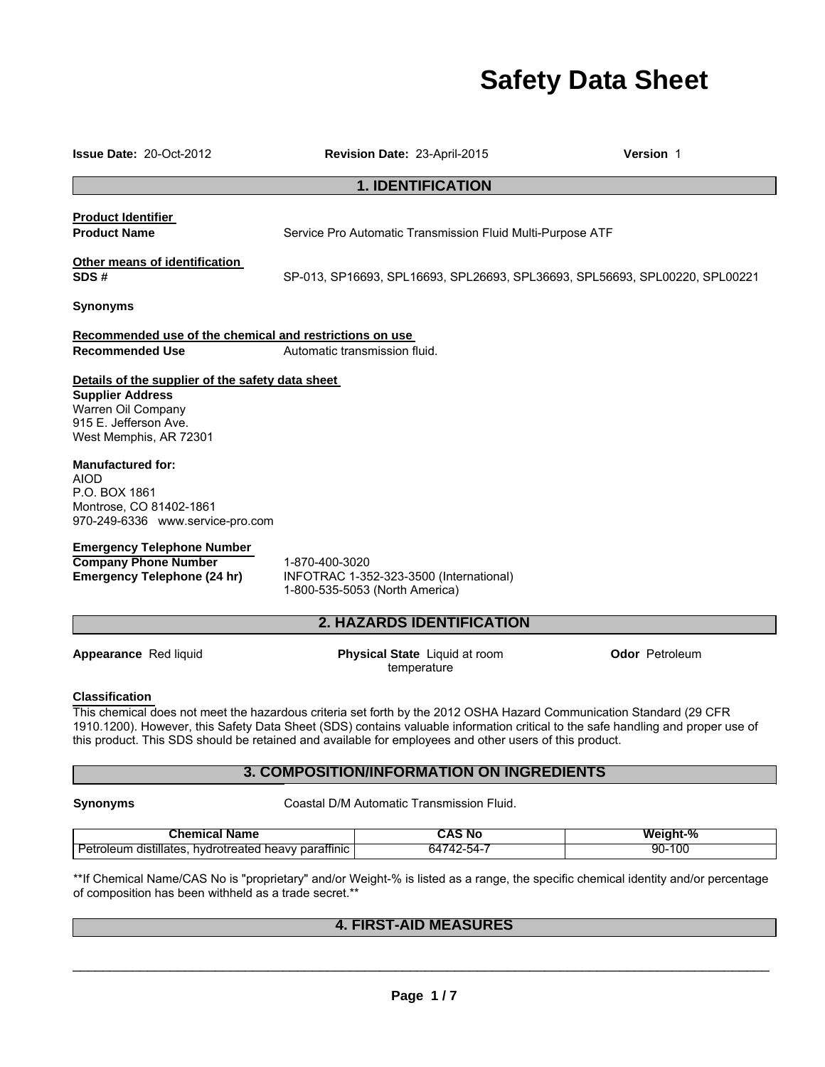# Safety Data Sheet

**Issue Date:** 20-Oct-2012 **Revision Date:** 23-April-2015 **Version** 1

## 1. IDENTIFICATION

**Product Identifier**

**Product Name** Service Pro Automatic Transmission Fluid Multi-Purpose ATF

**Other means of identification**

**SDS #** SP-013, SP16693, SPL16693, SPL26693, SPL36693, SPL56693, SPL00220, SPL00221

**Synonyms**

**Recommended use of the chemical and restrictions on use**

**Recommended Use** Automatic transmission fluid.

**Details of the supplier of the safety data sheet**

**Supplier Address**
Warren Oil Company
915 E. Jefferson Ave.
West Memphis, AR 72301

**Manufactured for:**
AIOD
P.O. BOX 1861
Montrose, CO 81402-1861
970-249-6336 www.service-pro.com

**Emergency Telephone Number**

**Company Phone Number** 1-870-400-3020

**Emergency Telephone (24 hr)** INFOTRAC 1-352-323-3500 (International)
1-800-535-5053 (North America)

## 2. HAZARDS IDENTIFICATION

**Appearance** Red liquid **Physical State** Liquid at room temperature **Odor** Petroleum

**Classification**

This chemical does not meet the hazardous criteria set forth by the 2012 OSHA Hazard Communication Standard (29 CFR 1910.1200). However, this Safety Data Sheet (SDS) contains valuable information critical to the safe handling and proper use of this product. This SDS should be retained and available for employees and other users of this product.

## 3. COMPOSITION/INFORMATION ON INGREDIENTS

**Synonyms** Coastal D/M Automatic Transmission Fluid.

| Chemical Name | CAS No | Weight-% |
| --- | --- | --- |
| Petroleum distillates, hydrotreated heavy paraffinic | 64742-54-7 | 90-100 |

**If Chemical Name/CAS No is "proprietary" and/or Weight-% is listed as a range, the specific chemical identity and/or percentage of composition has been withheld as a trade secret.**

## 4. FIRST-AID MEASURES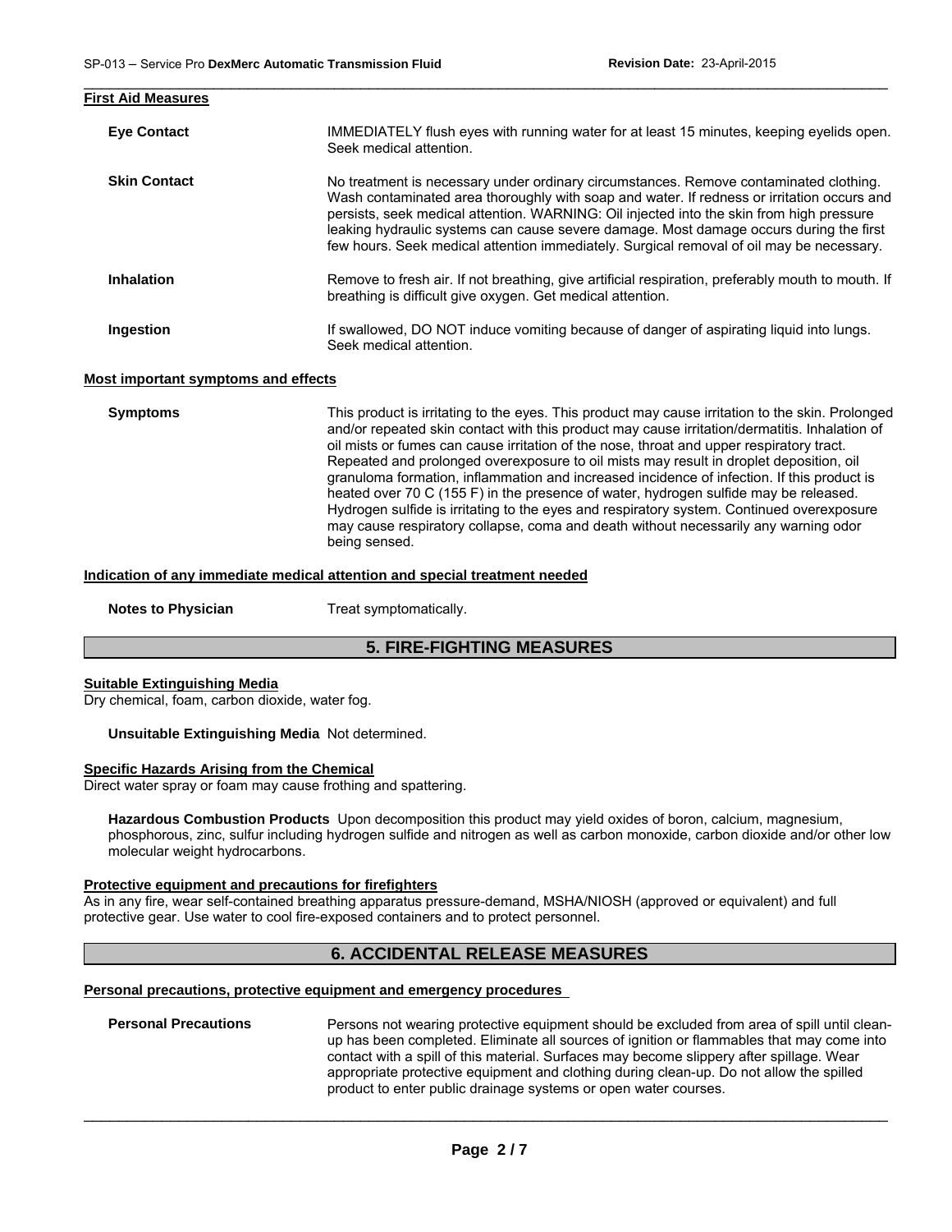**First Aid Measures**

**Eye Contact** IMMEDIATELY flush eyes with running water for at least 15 minutes, keeping eyelids open. Seek medical attention.

**Skin Contact** No treatment is necessary under ordinary circumstances. Remove contaminated clothing. Wash contaminated area thoroughly with soap and water. If redness or irritation occurs and persists, seek medical attention. WARNING: Oil injected into the skin from high pressure leaking hydraulic systems can cause severe damage. Most damage occurs during the first few hours. Seek medical attention immediately. Surgical removal of oil may be necessary.

**Inhalation** Remove to fresh air. If not breathing, give artificial respiration, preferably mouth to mouth. If breathing is difficult give oxygen. Get medical attention.

**Ingestion** If swallowed, DO NOT induce vomiting because of danger of aspirating liquid into lungs. Seek medical attention.

**Most important symptoms and effects**

**Symptoms** This product is irritating to the eyes. This product may cause irritation to the skin. Prolonged and/or repeated skin contact with this product may cause irritation/dermatitis. Inhalation of oil mists or fumes can cause irritation of the nose, throat and upper respiratory tract. Repeated and prolonged overexposure to oil mists may result in droplet deposition, oil granuloma formation, inflammation and increased incidence of infection. If this product is heated over 70 C (155 F) in the presence of water, hydrogen sulfide may be released. Hydrogen sulfide is irritating to the eyes and respiratory system. Continued overexposure may cause respiratory collapse, coma and death without necessarily any warning odor being sensed.

**Indication of any immediate medical attention and special treatment needed**

**Notes to Physician** Treat symptomatically.

## 5. FIRE-FIGHTING MEASURES

**Suitable Extinguishing Media**

Dry chemical, foam, carbon dioxide, water fog.

**Unsuitable Extinguishing Media** Not determined.

**Specific Hazards Arising from the Chemical**

Direct water spray or foam may cause frothing and spattering.

**Hazardous Combustion Products** Upon decomposition this product may yield oxides of boron, calcium, magnesium, phosphorous, zinc, sulfur including hydrogen sulfide and nitrogen as well as carbon monoxide, carbon dioxide and/or other low molecular weight hydrocarbons.

**Protective equipment and precautions for firefighters**

As in any fire, wear self-contained breathing apparatus pressure-demand, MSHA/NIOSH (approved or equivalent) and full protective gear. Use water to cool fire-exposed containers and to protect personnel.

## 6. ACCIDENTAL RELEASE MEASURES

**Personal precautions, protective equipment and emergency procedures**

**Personal Precautions** Persons not wearing protective equipment should be excluded from area of spill until clean-up has been completed. Eliminate all sources of ignition or flammables that may come into contact with a spill of this material. Surfaces may become slippery after spillage. Wear appropriate protective equipment and clothing during clean-up. Do not allow the spilled product to enter public drainage systems or open water courses.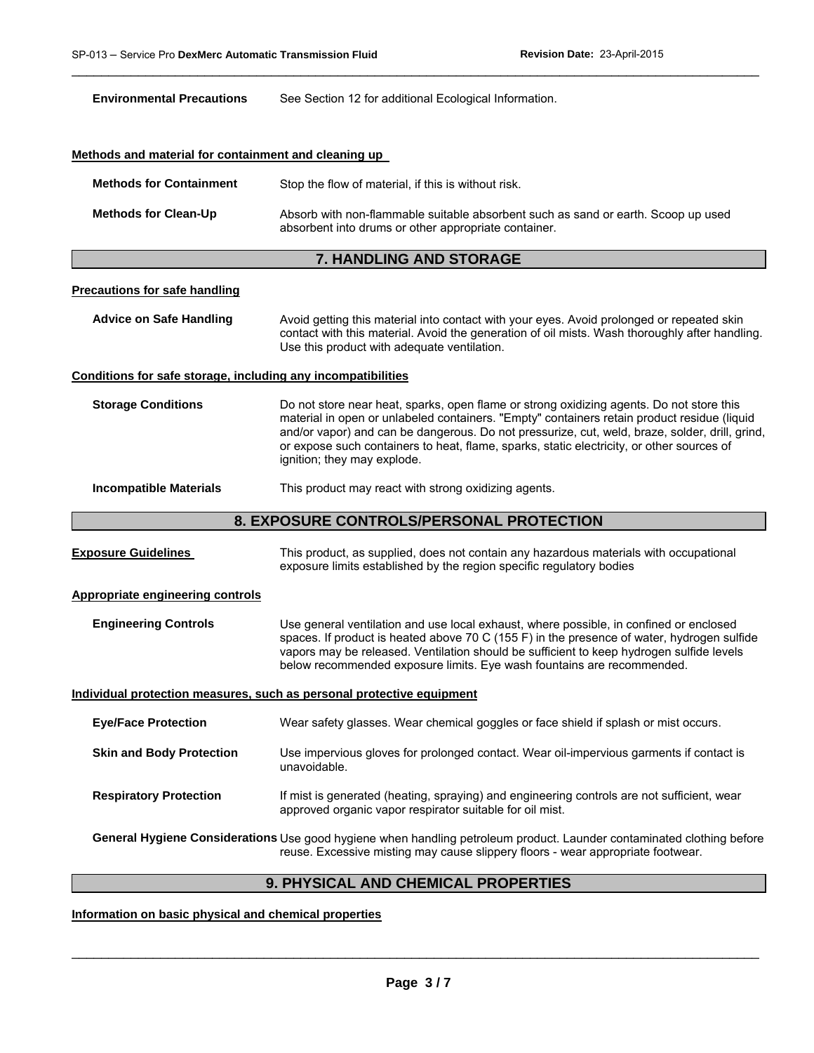**Environmental Precautions** See Section 12 for additional Ecological Information.

**Methods and material for containment and cleaning up**

**Methods for Containment** Stop the flow of material, if this is without risk.

**Methods for Clean-Up** Absorb with non-flammable suitable absorbent such as sand or earth. Scoop up used absorbent into drums or other appropriate container.

## 7. HANDLING AND STORAGE

**Precautions for safe handling**

**Advice on Safe Handling** Avoid getting this material into contact with your eyes. Avoid prolonged or repeated skin contact with this material. Avoid the generation of oil mists. Wash thoroughly after handling. Use this product with adequate ventilation.

**Conditions for safe storage, including any incompatibilities**

**Storage Conditions** Do not store near heat, sparks, open flame or strong oxidizing agents. Do not store this material in open or unlabeled containers. "Empty" containers retain product residue (liquid and/or vapor) and can be dangerous. Do not pressurize, cut, weld, braze, solder, drill, grind, or expose such containers to heat, flame, sparks, static electricity, or other sources of ignition; they may explode.

**Incompatible Materials** This product may react with strong oxidizing agents.

## 8. EXPOSURE CONTROLS/PERSONAL PROTECTION

**Exposure Guidelines** This product, as supplied, does not contain any hazardous materials with occupational exposure limits established by the region specific regulatory bodies

**Appropriate engineering controls**

**Engineering Controls** Use general ventilation and use local exhaust, where possible, in confined or enclosed spaces. If product is heated above 70 C (155 F) in the presence of water, hydrogen sulfide vapors may be released. Ventilation should be sufficient to keep hydrogen sulfide levels below recommended exposure limits. Eye wash fountains are recommended.

**Individual protection measures, such as personal protective equipment**

**Eye/Face Protection** Wear safety glasses. Wear chemical goggles or face shield if splash or mist occurs.

**Skin and Body Protection** Use impervious gloves for prolonged contact. Wear oil-impervious garments if contact is unavoidable.

**Respiratory Protection** If mist is generated (heating, spraying) and engineering controls are not sufficient, wear approved organic vapor respirator suitable for oil mist.

**General Hygiene Considerations** Use good hygiene when handling petroleum product. Launder contaminated clothing before reuse. Excessive misting may cause slippery floors - wear appropriate footwear.

## 9. PHYSICAL AND CHEMICAL PROPERTIES

**Information on basic physical and chemical properties**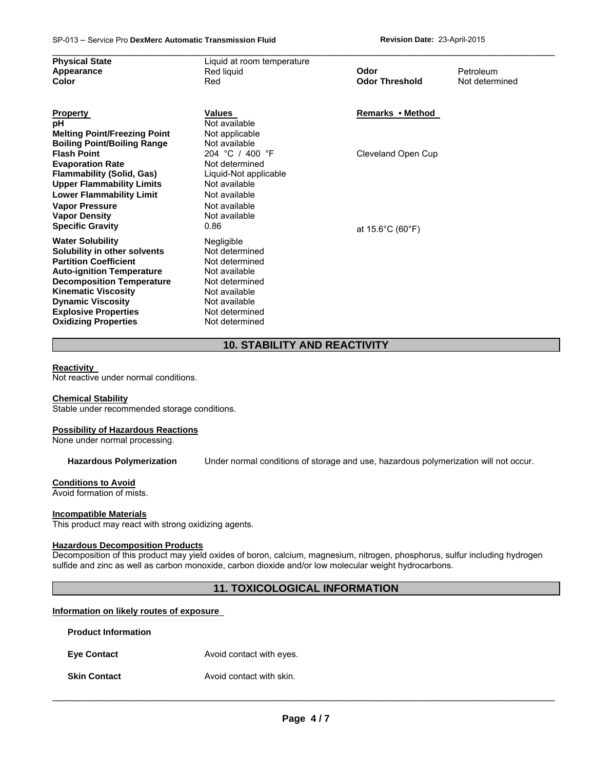| | | | |
|---|---|---|---|
| **Physical State** | Liquid at room temperature | | |
| **Appearance** | Red liquid | **Odor** | Petroleum |
| **Color** | Red | **Odor Threshold** | Not determined |

| **Property** | **Values** | **Remarks • Method** |
|---|---|---|
| **pH** | Not available | |
| **Melting Point/Freezing Point** | Not applicable | |
| **Boiling Point/Boiling Range** | Not available | |
| **Flash Point** | 204 °C / 400 °F | Cleveland Open Cup |
| **Evaporation Rate** | Not determined | |
| **Flammability (Solid, Gas)** | Liquid-Not applicable | |
| **Upper Flammability Limits** | Not available | |
| **Lower Flammability Limit** | Not available | |
| **Vapor Pressure** | Not available | |
| **Vapor Density** | Not available | |
| **Specific Gravity** | 0.86 | at 15.6°C (60°F) |
| **Water Solubility** | Negligible | |
| **Solubility in other solvents** | Not determined | |
| **Partition Coefficient** | Not determined | |
| **Auto-ignition Temperature** | Not available | |
| **Decomposition Temperature** | Not determined | |
| **Kinematic Viscosity** | Not available | |
| **Dynamic Viscosity** | Not available | |
| **Explosive Properties** | Not determined | |
| **Oxidizing Properties** | Not determined | |

## 10. STABILITY AND REACTIVITY

**Reactivity**
Not reactive under normal conditions.

**Chemical Stability**
Stable under recommended storage conditions.

**Possibility of Hazardous Reactions**
None under normal processing.

**Hazardous Polymerization** Under normal conditions of storage and use, hazardous polymerization will not occur.

**Conditions to Avoid**
Avoid formation of mists.

**Incompatible Materials**
This product may react with strong oxidizing agents.

**Hazardous Decomposition Products**
Decomposition of this product may yield oxides of boron, calcium, magnesium, nitrogen, phosphorus, sulfur including hydrogen sulfide and zinc as well as carbon monoxide, carbon dioxide and/or low molecular weight hydrocarbons.

## 11. TOXICOLOGICAL INFORMATION

**Information on likely routes of exposure**

**Product Information**

**Eye Contact** Avoid contact with eyes.

**Skin Contact** Avoid contact with skin.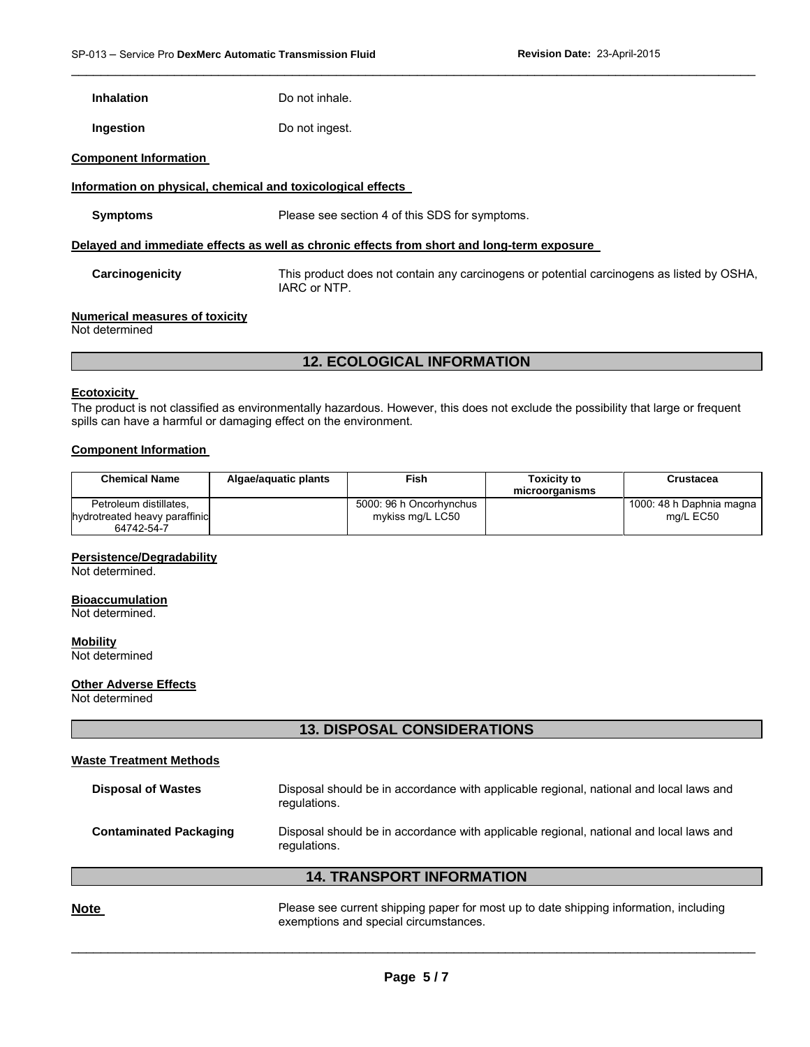**Inhalation** Do not inhale.

**Ingestion** Do not ingest.

**Component Information**

**Information on physical, chemical and toxicological effects**

**Symptoms** Please see section 4 of this SDS for symptoms.

**Delayed and immediate effects as well as chronic effects from short and long-term exposure**

**Carcinogenicity** This product does not contain any carcinogens or potential carcinogens as listed by OSHA, IARC or NTP.

**Numerical measures of toxicity**
Not determined

## 12. ECOLOGICAL INFORMATION

**Ecotoxicity**
The product is not classified as environmentally hazardous. However, this does not exclude the possibility that large or frequent spills can have a harmful or damaging effect on the environment.

**Component Information**

| Chemical Name | Algae/aquatic plants | Fish | Toxicity to microorganisms | Crustacea |
|---|---|---|---|---|
| Petroleum distillates, hydrotreated heavy paraffinic 64742-54-7 | | 5000: 96 h Oncorhynchus mykiss mg/L LC50 | | 1000: 48 h Daphnia magna mg/L EC50 |

**Persistence/Degradability**
Not determined.

**Bioaccumulation**
Not determined.

**Mobility**
Not determined

**Other Adverse Effects**
Not determined

## 13. DISPOSAL CONSIDERATIONS

**Waste Treatment Methods**

**Disposal of Wastes** Disposal should be in accordance with applicable regional, national and local laws and regulations.

**Contaminated Packaging** Disposal should be in accordance with applicable regional, national and local laws and regulations.

## 14. TRANSPORT INFORMATION

**Note** Please see current shipping paper for most up to date shipping information, including exemptions and special circumstances.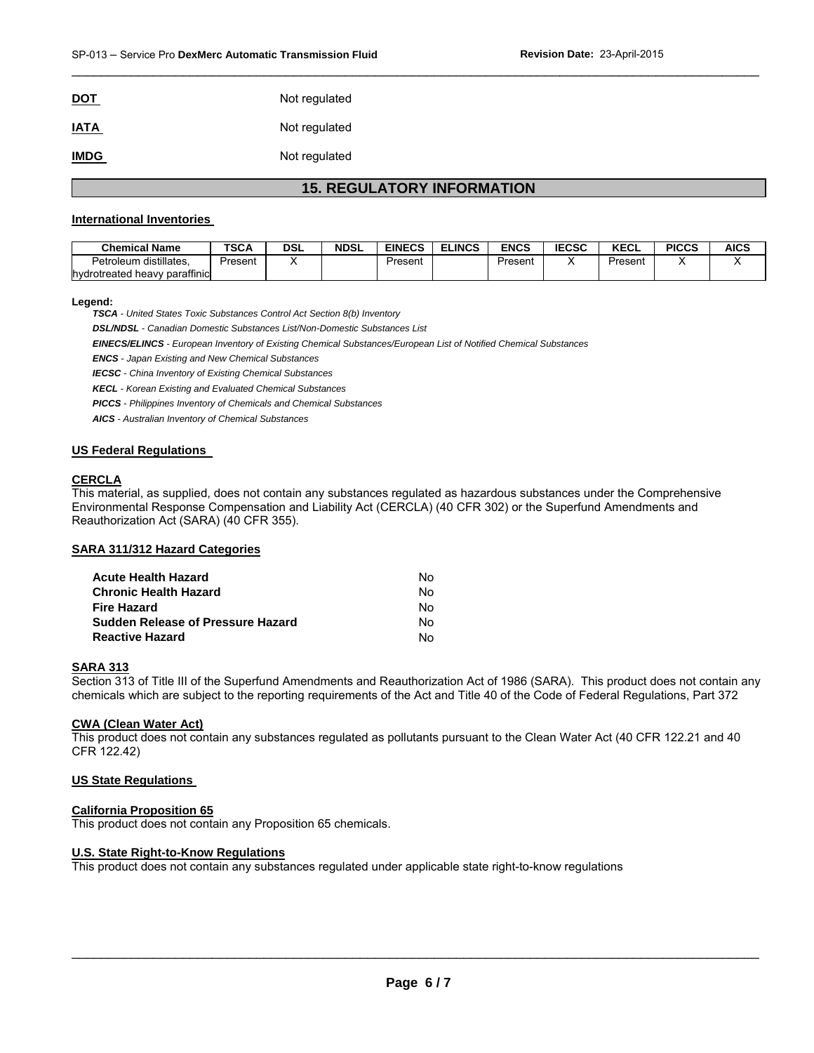**DOT** Not regulated

**IATA** Not regulated

**IMDG** Not regulated

## 15. REGULATORY INFORMATION

### International Inventories

| Chemical Name | TSCA | DSL | NDSL | EINECS | ELINCS | ENCS | IECSC | KECL | PICCS | AICS |
|---|---|---|---|---|---|---|---|---|---|---|
| Petroleum distillates, hydrotreated heavy paraffinic | Present | X | | Present | | Present | X | Present | X | X |

**Legend:**

***TSCA*** *- United States Toxic Substances Control Act Section 8(b) Inventory*

***DSL/NDSL*** *- Canadian Domestic Substances List/Non-Domestic Substances List*

***EINECS/ELINCS*** *- European Inventory of Existing Chemical Substances/European List of Notified Chemical Substances*

***ENCS*** *- Japan Existing and New Chemical Substances*

***IECSC*** *- China Inventory of Existing Chemical Substances*

***KECL*** *- Korean Existing and Evaluated Chemical Substances*

***PICCS*** *- Philippines Inventory of Chemicals and Chemical Substances*

***AICS*** *- Australian Inventory of Chemical Substances*

### US Federal Regulations

#### CERCLA

This material, as supplied, does not contain any substances regulated as hazardous substances under the Comprehensive Environmental Response Compensation and Liability Act (CERCLA) (40 CFR 302) or the Superfund Amendments and Reauthorization Act (SARA) (40 CFR 355).

#### SARA 311/312 Hazard Categories

| | |
|---|---|
| **Acute Health Hazard** | No |
| **Chronic Health Hazard** | No |
| **Fire Hazard** | No |
| **Sudden Release of Pressure Hazard** | No |
| **Reactive Hazard** | No |

#### SARA 313

Section 313 of Title III of the Superfund Amendments and Reauthorization Act of 1986 (SARA). This product does not contain any chemicals which are subject to the reporting requirements of the Act and Title 40 of the Code of Federal Regulations, Part 372

#### CWA (Clean Water Act)

This product does not contain any substances regulated as pollutants pursuant to the Clean Water Act (40 CFR 122.21 and 40 CFR 122.42)

### US State Regulations

#### California Proposition 65

This product does not contain any Proposition 65 chemicals.

#### U.S. State Right-to-Know Regulations

This product does not contain any substances regulated under applicable state right-to-know regulations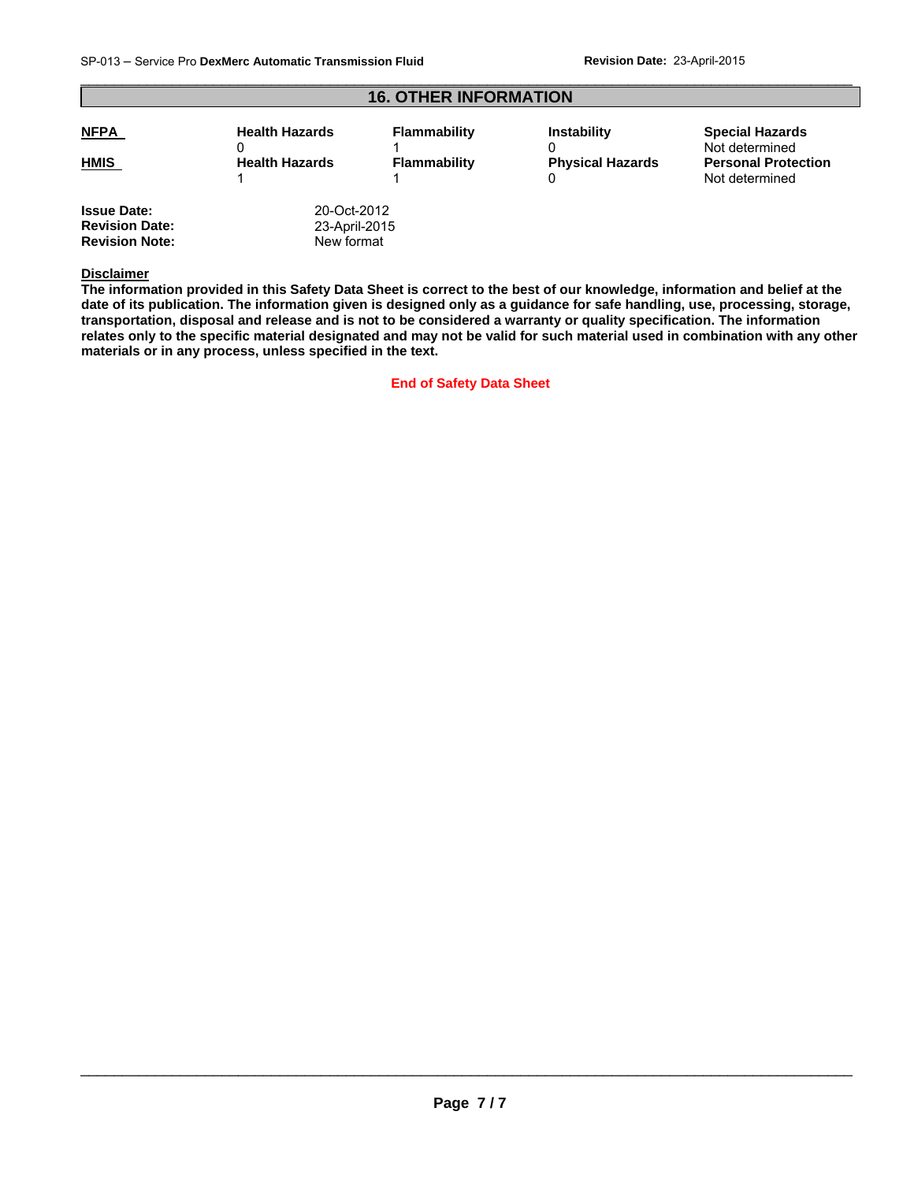## 16. OTHER INFORMATION

| | | | | |
|---|---|---|---|---|
| **NFPA** | **Health Hazards** 0 | **Flammability** 1 | **Instability** 0 | **Special Hazards** Not determined |
| **HMIS** | **Health Hazards** 1 | **Flammability** 1 | **Physical Hazards** 0 | **Personal Protection** Not determined |

**Issue Date:** 20-Oct-2012
**Revision Date:** 23-April-2015
**Revision Note:** New format

**Disclaimer**

**The information provided in this Safety Data Sheet is correct to the best of our knowledge, information and belief at the date of its publication. The information given is designed only as a guidance for safe handling, use, processing, storage, transportation, disposal and release and is not to be considered a warranty or quality specification. The information relates only to the specific material designated and may not be valid for such material used in combination with any other materials or in any process, unless specified in the text.**

**End of Safety Data Sheet**